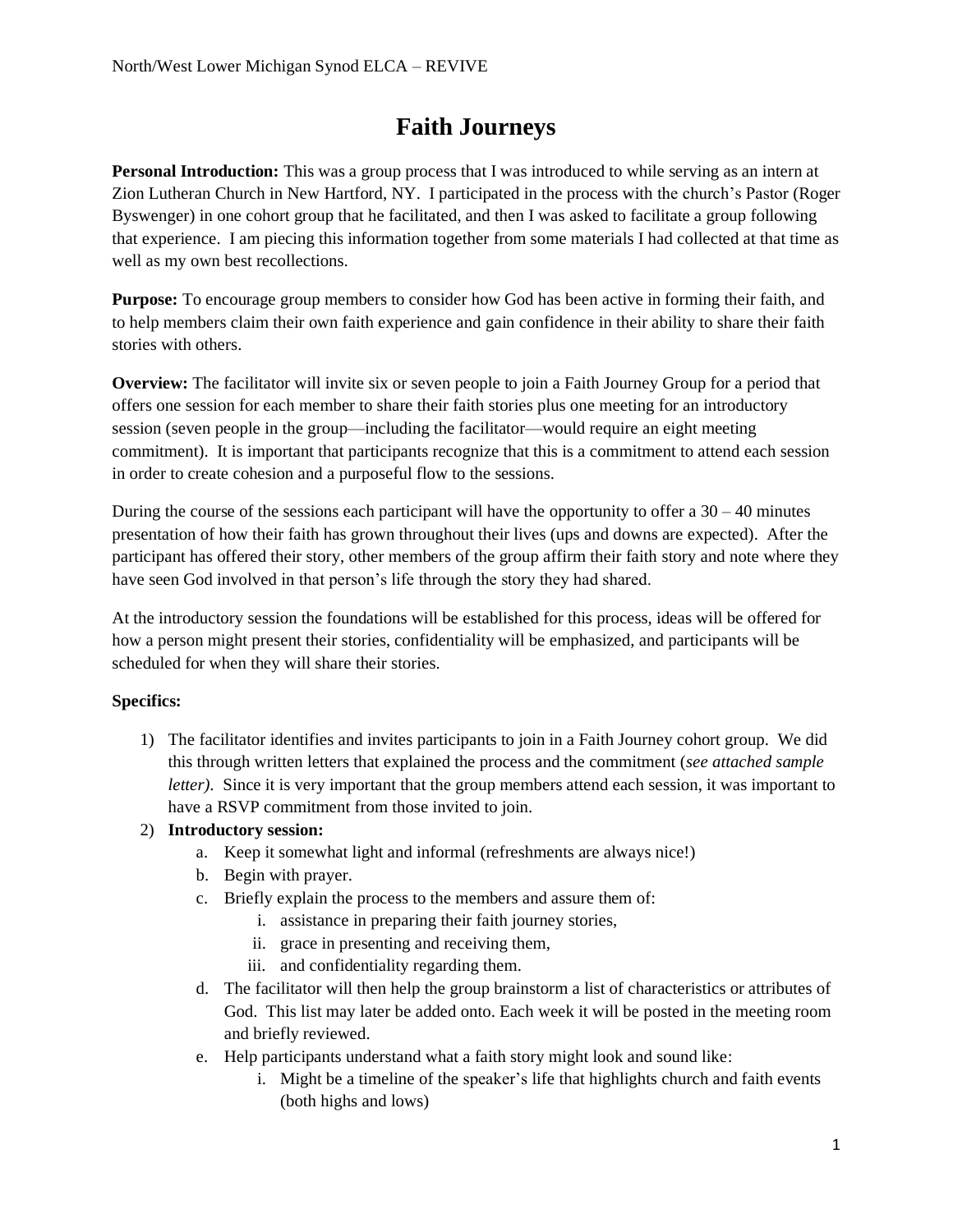# Faith Journeys

**Personal Introduction:** This was a group process that I was introduced to while serving as an intern at Zion Lutheran Church in New Hartford, NY. I participated in the process with the church's Pastor (Roger Byswenger) in one cohort group that he facilitated, and then I was asked to facilitate a group following that experience. I am piecing this information together from some materials I had collected at that time as well as my own best recollections.

**Purpose:** To encourage group members to consider how God has been active in forming their faith, and to help members claim their own faith experience and gain confidence in their ability to share their faith stories with others.

**Overview:** The facilitator will invite six or seven people to join a Faith Journey Group for a period that offers one session for each member to share their faith stories plus one meeting for an introductory session (seven people in the group—including the facilitator—would require an eight meeting commitment). It is important that participants recognize that this is a commitment to attend each session in order to create cohesion and a purposeful flow to the sessions.

During the course of the sessions each participant will have the opportunity to offer a 30 – 40 minutes presentation of how their faith has grown throughout their lives (ups and downs are expected). After the participant has offered their story, other members of the group affirm their faith story and note where they have seen God involved in that person's life through the story they had shared.

At the introductory session the foundations will be established for this process, ideas will be offered for how a person might present their stories, confidentiality will be emphasized, and participants will be scheduled for when they will share their stories.

**Specifics:**

1) The facilitator identifies and invites participants to join in a Faith Journey cohort group. We did this through written letters that explained the process and the commitment (*see attached sample letter)*. Since it is very important that the group members attend each session, it was important to have a RSVP commitment from those invited to join.
2) **Introductory session:**
   a. Keep it somewhat light and informal (refreshments are always nice!)
   b. Begin with prayer.
   c. Briefly explain the process to the members and assure them of:
      i. assistance in preparing their faith journey stories,
      ii. grace in presenting and receiving them,
      iii. and confidentiality regarding them.
   d. The facilitator will then help the group brainstorm a list of characteristics or attributes of God. This list may later be added onto. Each week it will be posted in the meeting room and briefly reviewed.
   e. Help participants understand what a faith story might look and sound like:
      i. Might be a timeline of the speaker's life that highlights church and faith events (both highs and lows)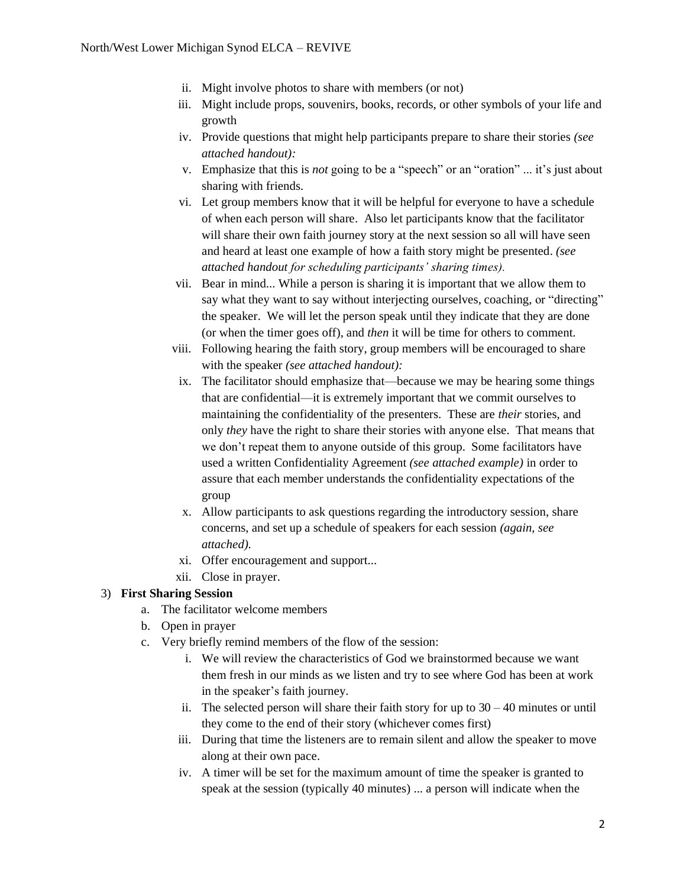ii. Might involve photos to share with members (or not)

iii. Might include props, souvenirs, books, records, or other symbols of your life and growth

iv. Provide questions that might help participants prepare to share their stories *(see attached handout):*

v. Emphasize that this is *not* going to be a "speech" or an "oration" ... it's just about sharing with friends.

vi. Let group members know that it will be helpful for everyone to have a schedule of when each person will share. Also let participants know that the facilitator will share their own faith journey story at the next session so all will have seen and heard at least one example of how a faith story might be presented. *(see attached handout for scheduling participants' sharing times).*

vii. Bear in mind... While a person is sharing it is important that we allow them to say what they want to say without interjecting ourselves, coaching, or "directing" the speaker. We will let the person speak until they indicate that they are done (or when the timer goes off), and *then* it will be time for others to comment.

viii. Following hearing the faith story, group members will be encouraged to share with the speaker *(see attached handout):*

ix. The facilitator should emphasize that—because we may be hearing some things that are confidential—it is extremely important that we commit ourselves to maintaining the confidentiality of the presenters. These are *their* stories, and only *they* have the right to share their stories with anyone else. That means that we don't repeat them to anyone outside of this group. Some facilitators have used a written Confidentiality Agreement *(see attached example)* in order to assure that each member understands the confidentiality expectations of the group

x. Allow participants to ask questions regarding the introductory session, share concerns, and set up a schedule of speakers for each session *(again, see attached).*

xi. Offer encouragement and support...

xii. Close in prayer.

3) **First Sharing Session**

a. The facilitator welcome members

b. Open in prayer

c. Very briefly remind members of the flow of the session:

i. We will review the characteristics of God we brainstormed because we want them fresh in our minds as we listen and try to see where God has been at work in the speaker's faith journey.

ii. The selected person will share their faith story for up to 30 – 40 minutes or until they come to the end of their story (whichever comes first)

iii. During that time the listeners are to remain silent and allow the speaker to move along at their own pace.

iv. A timer will be set for the maximum amount of time the speaker is granted to speak at the session (typically 40 minutes) ... a person will indicate when the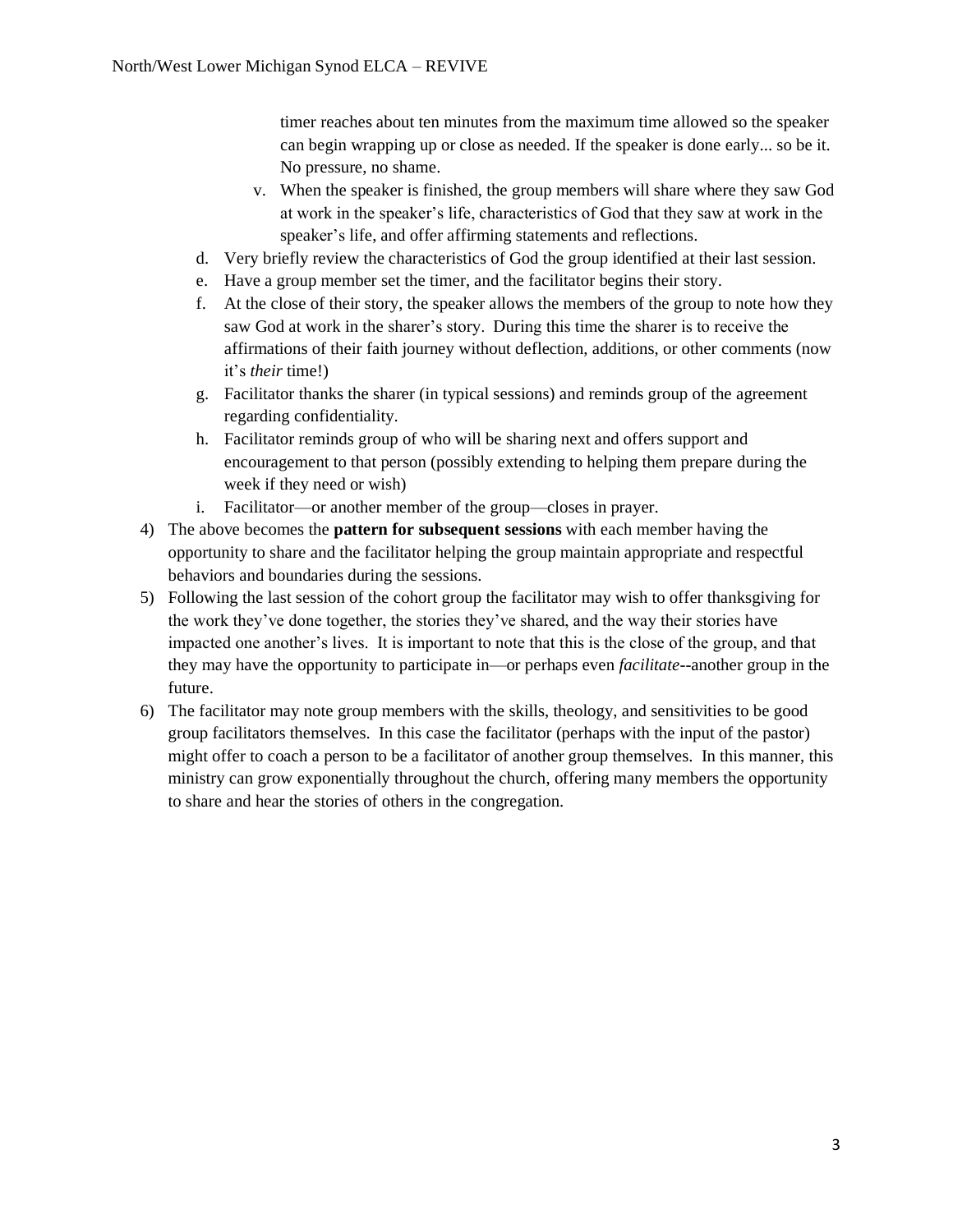timer reaches about ten minutes from the maximum time allowed so the speaker can begin wrapping up or close as needed. If the speaker is done early... so be it. No pressure, no shame.

   v. When the speaker is finished, the group members will share where they saw God at work in the speaker's life, characteristics of God that they saw at work in the speaker's life, and offer affirming statements and reflections.

d. Very briefly review the characteristics of God the group identified at their last session.
e. Have a group member set the timer, and the facilitator begins their story.
f. At the close of their story, the speaker allows the members of the group to note how they saw God at work in the sharer's story. During this time the sharer is to receive the affirmations of their faith journey without deflection, additions, or other comments (now it's *their* time!)
g. Facilitator thanks the sharer (in typical sessions) and reminds group of the agreement regarding confidentiality.
h. Facilitator reminds group of who will be sharing next and offers support and encouragement to that person (possibly extending to helping them prepare during the week if they need or wish)
i. Facilitator—or another member of the group—closes in prayer.

4) The above becomes the **pattern for subsequent sessions** with each member having the opportunity to share and the facilitator helping the group maintain appropriate and respectful behaviors and boundaries during the sessions.
5) Following the last session of the cohort group the facilitator may wish to offer thanksgiving for the work they've done together, the stories they've shared, and the way their stories have impacted one another's lives. It is important to note that this is the close of the group, and that they may have the opportunity to participate in—or perhaps even *facilitate*--another group in the future.
6) The facilitator may note group members with the skills, theology, and sensitivities to be good group facilitators themselves. In this case the facilitator (perhaps with the input of the pastor) might offer to coach a person to be a facilitator of another group themselves. In this manner, this ministry can grow exponentially throughout the church, offering many members the opportunity to share and hear the stories of others in the congregation.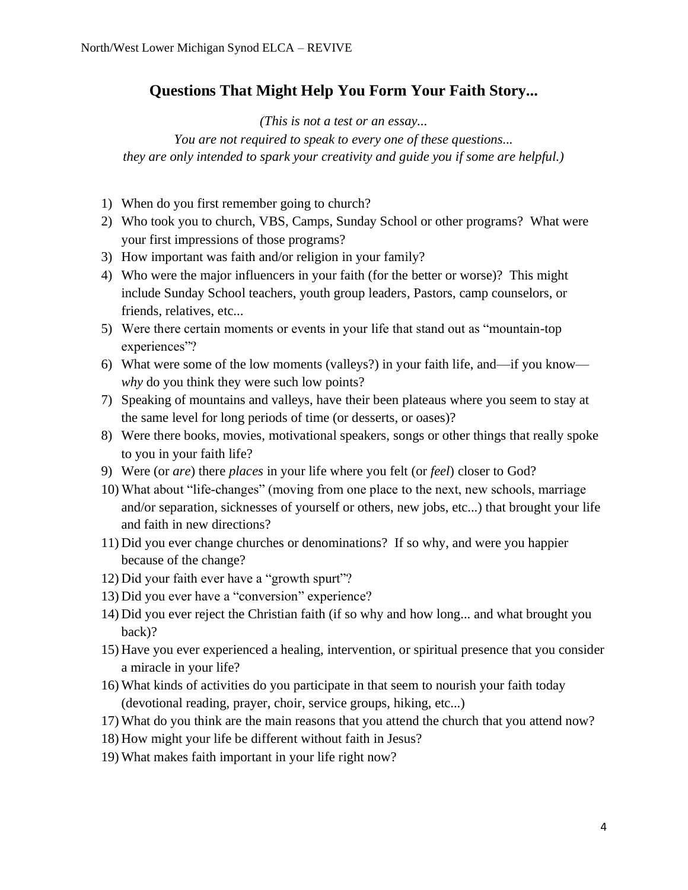## Questions That Might Help You Form Your Faith Story...

*(This is not a test or an essay...*
*You are not required to speak to every one of these questions...*
*they are only intended to spark your creativity and guide you if some are helpful.)*

1) When do you first remember going to church?
2) Who took you to church, VBS, Camps, Sunday School or other programs? What were your first impressions of those programs?
3) How important was faith and/or religion in your family?
4) Who were the major influencers in your faith (for the better or worse)? This might include Sunday School teachers, youth group leaders, Pastors, camp counselors, or friends, relatives, etc...
5) Were there certain moments or events in your life that stand out as "mountain-top experiences"?
6) What were some of the low moments (valleys?) in your faith life, and—if you know—*why* do you think they were such low points?
7) Speaking of mountains and valleys, have their been plateaus where you seem to stay at the same level for long periods of time (or desserts, or oases)?
8) Were there books, movies, motivational speakers, songs or other things that really spoke to you in your faith life?
9) Were (or *are*) there *places* in your life where you felt (or *feel*) closer to God?
10) What about "life-changes" (moving from one place to the next, new schools, marriage and/or separation, sicknesses of yourself or others, new jobs, etc...) that brought your life and faith in new directions?
11) Did you ever change churches or denominations? If so why, and were you happier because of the change?
12) Did your faith ever have a "growth spurt"?
13) Did you ever have a "conversion" experience?
14) Did you ever reject the Christian faith (if so why and how long... and what brought you back)?
15) Have you ever experienced a healing, intervention, or spiritual presence that you consider a miracle in your life?
16) What kinds of activities do you participate in that seem to nourish your faith today (devotional reading, prayer, choir, service groups, hiking, etc...)
17) What do you think are the main reasons that you attend the church that you attend now?
18) How might your life be different without faith in Jesus?
19) What makes faith important in your life right now?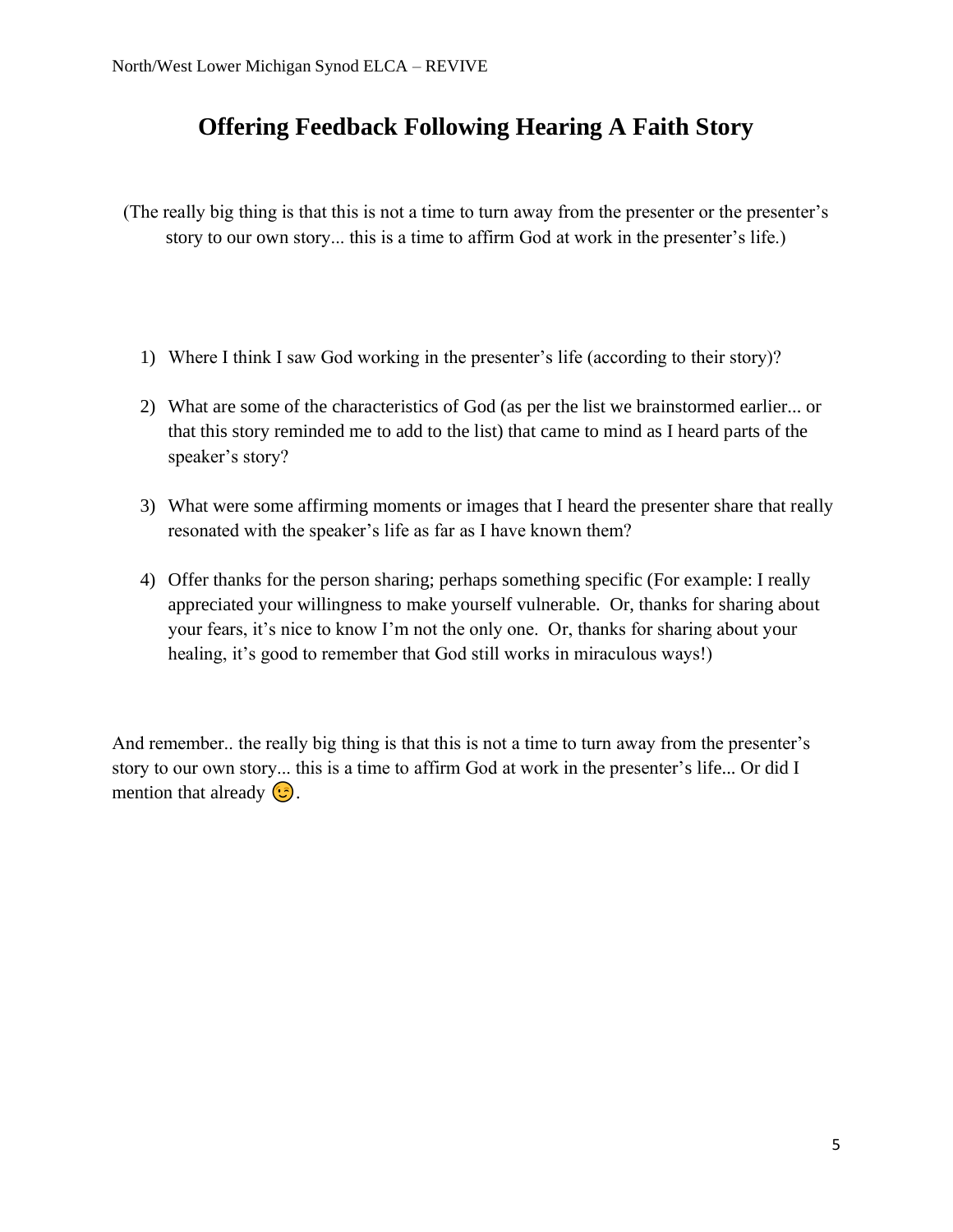# Offering Feedback Following Hearing A Faith Story

(The really big thing is that this is not a time to turn away from the presenter or the presenter's story to our own story... this is a time to affirm God at work in the presenter's life.)

1) Where I think I saw God working in the presenter's life (according to their story)?
2) What are some of the characteristics of God (as per the list we brainstormed earlier... or that this story reminded me to add to the list) that came to mind as I heard parts of the speaker's story?
3) What were some affirming moments or images that I heard the presenter share that really resonated with the speaker's life as far as I have known them?
4) Offer thanks for the person sharing; perhaps something specific (For example: I really appreciated your willingness to make yourself vulnerable. Or, thanks for sharing about your fears, it's nice to know I'm not the only one. Or, thanks for sharing about your healing, it's good to remember that God still works in miraculous ways!)

And remember.. the really big thing is that this is not a time to turn away from the presenter's story to our own story... this is a time to affirm God at work in the presenter's life... Or did I mention that already 😉.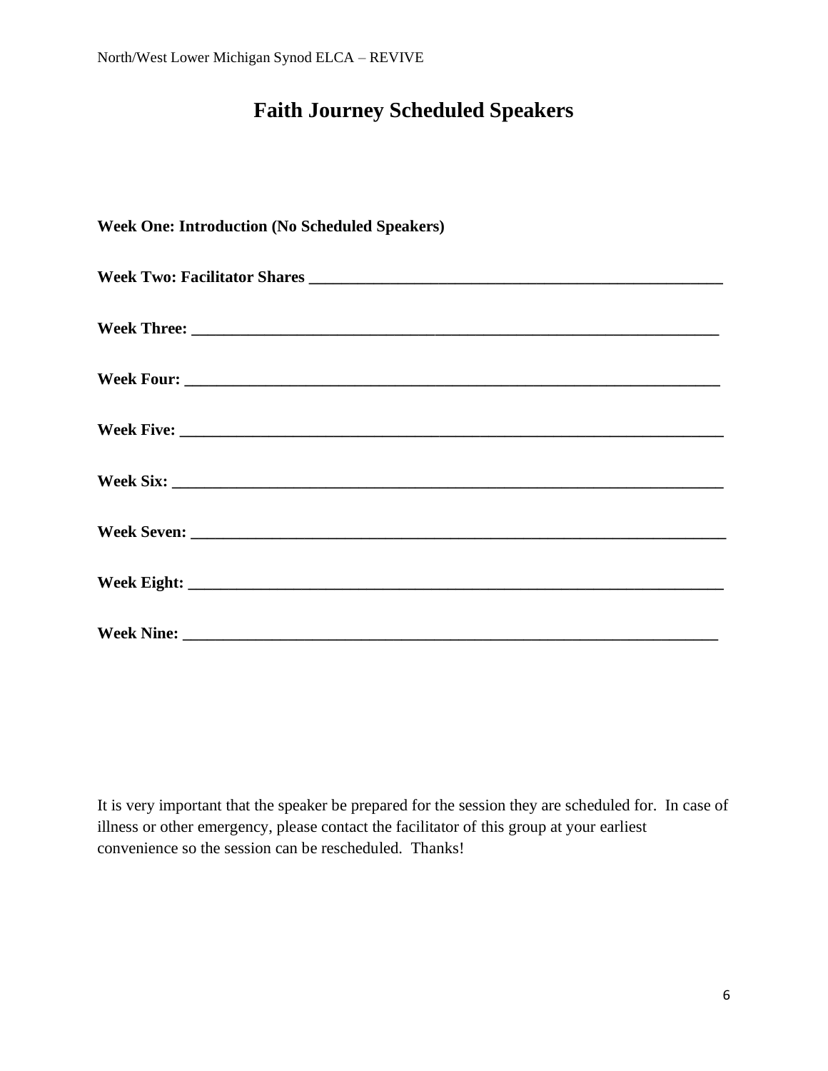# Faith Journey Scheduled Speakers

**Week One: Introduction (No Scheduled Speakers)**

**Week Two: Facilitator Shares ______________________________________________________**

**Week Three: ____________________________________________________________________**

**Week Four: _____________________________________________________________________**

**Week Five: _____________________________________________________________________**

**Week Six: ______________________________________________________________________**

**Week Seven: ____________________________________________________________________**

**Week Eight: ____________________________________________________________________**

**Week Nine: _____________________________________________________________________**

It is very important that the speaker be prepared for the session they are scheduled for. In case of illness or other emergency, please contact the facilitator of this group at your earliest convenience so the session can be rescheduled. Thanks!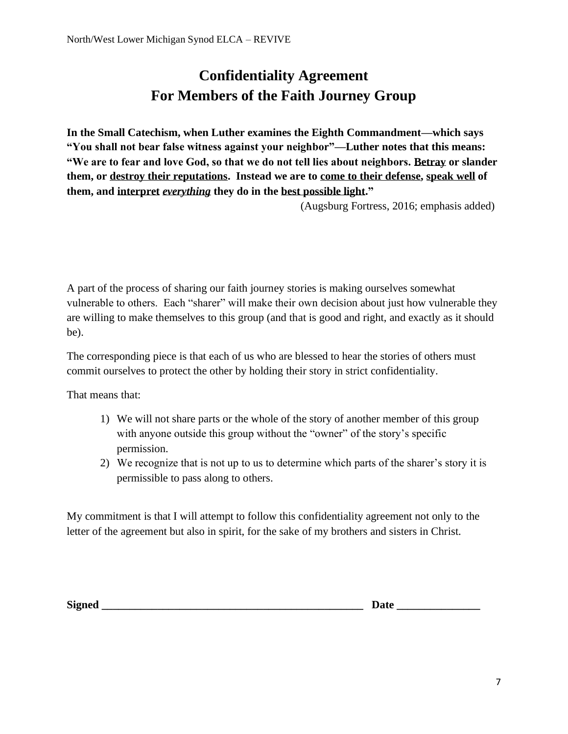# Confidentiality Agreement
# For Members of the Faith Journey Group

**In the Small Catechism, when Luther examines the Eighth Commandment—which says "You shall not bear false witness against your neighbor"—Luther notes that this means: "We are to fear and love God, so that we do not tell lies about neighbors. <u>Betray</u> or slander them, or <u>destroy their reputations</u>. Instead we are to <u>come to their defense</u>, <u>speak well</u> of them, and <u>interpret</u> <u>*everything*</u> they do in the <u>best possible light</u>."**

(Augsburg Fortress, 2016; emphasis added)

A part of the process of sharing our faith journey stories is making ourselves somewhat vulnerable to others. Each "sharer" will make their own decision about just how vulnerable they are willing to make themselves to this group (and that is good and right, and exactly as it should be).

The corresponding piece is that each of us who are blessed to hear the stories of others must commit ourselves to protect the other by holding their story in strict confidentiality.

That means that:

1) We will not share parts or the whole of the story of another member of this group with anyone outside this group without the "owner" of the story's specific permission.
2) We recognize that is not up to us to determine which parts of the sharer's story it is permissible to pass along to others.

My commitment is that I will attempt to follow this confidentiality agreement not only to the letter of the agreement but also in spirit, for the sake of my brothers and sisters in Christ.

**Signed** ______________________________________________ **Date** _______________